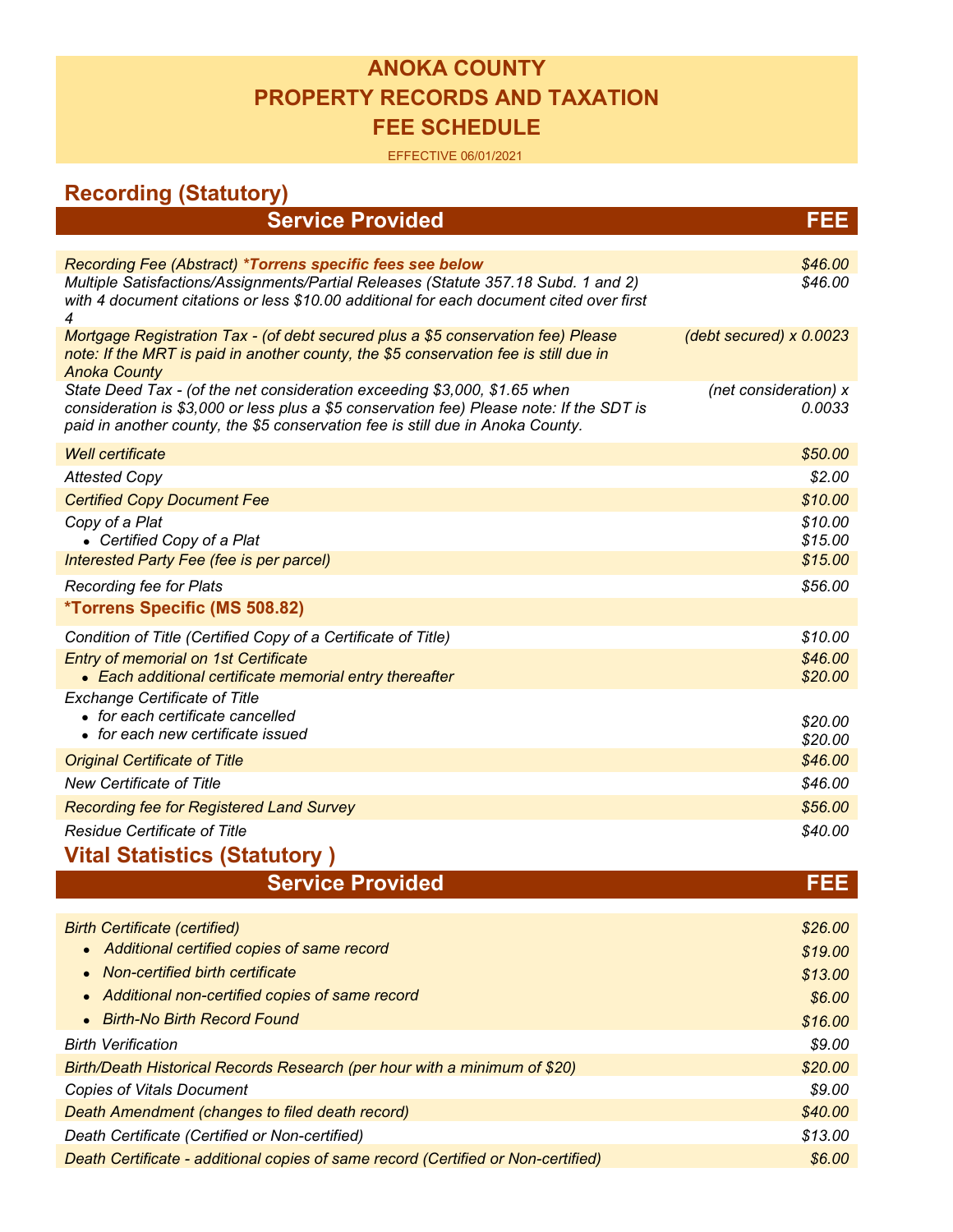# ANOKA COUNTY
# PROPERTY RECORDS AND TAXATION
# FEE SCHEDULE

EFFECTIVE 06/01/2021

## Recording (Statutory)

| Service Provided | FEE |
|---|---|
| *Recording Fee (Abstract)* ***\*Torrens specific fees see below*** | *$46.00* |
| *Multiple Satisfactions/Assignments/Partial Releases (Statute 357.18 Subd. 1 and 2) with 4 document citations or less $10.00 additional for each document cited over first 4* | *$46.00* |
| *Mortgage Registration Tax - (of debt secured plus a $5 conservation fee) Please note: If the MRT is paid in another county, the $5 conservation fee is still due in Anoka County* | *(debt secured) x 0.0023* |
| *State Deed Tax - (of the net consideration exceeding $3,000, $1.65 when consideration is $3,000 or less plus a $5 conservation fee) Please note: If the SDT is paid in another county, the $5 conservation fee is still due in Anoka County.* | *(net consideration) x 0.0033* |
| *Well certificate* | *$50.00* |
| *Attested Copy* | *$2.00* |
| *Certified Copy Document Fee* | *$10.00* |
| *Copy of a Plat* | *$10.00* |
| • *Certified Copy of a Plat* | *$15.00* |
| *Interested Party Fee (fee is per parcel)* | *$15.00* |
| *Recording fee for Plats* | *$56.00* |
| ***\*Torrens Specific (MS 508.82)*** | |
| *Condition of Title (Certified Copy of a Certificate of Title)* | *$10.00* |
| *Entry of memorial on 1st Certificate* | *$46.00* |
| • *Each additional certificate memorial entry thereafter* | *$20.00* |
| *Exchange Certificate of Title* | |
| • *for each certificate cancelled* | *$20.00* |
| • *for each new certificate issued* | *$20.00* |
| *Original Certificate of Title* | *$46.00* |
| *New Certificate of Title* | *$46.00* |
| *Recording fee for Registered Land Survey* | *$56.00* |
| *Residue Certificate of Title* | *$40.00* |

## Vital Statistics (Statutory )

| Service Provided | FEE |
|---|---|
| *Birth Certificate (certified)* | *$26.00* |
| • *Additional certified copies of same record* | *$19.00* |
| • *Non-certified birth certificate* | *$13.00* |
| • *Additional non-certified copies of same record* | *$6.00* |
| • *Birth-No Birth Record Found* | *$16.00* |
| *Birth Verification* | *$9.00* |
| *Birth/Death Historical Records Research (per hour with a minimum of $20)* | *$20.00* |
| *Copies of Vitals Document* | *$9.00* |
| *Death Amendment (changes to filed death record)* | *$40.00* |
| *Death Certificate (Certified or Non-certified)* | *$13.00* |
| *Death Certificate - additional copies of same record (Certified or Non-certified)* | *$6.00* |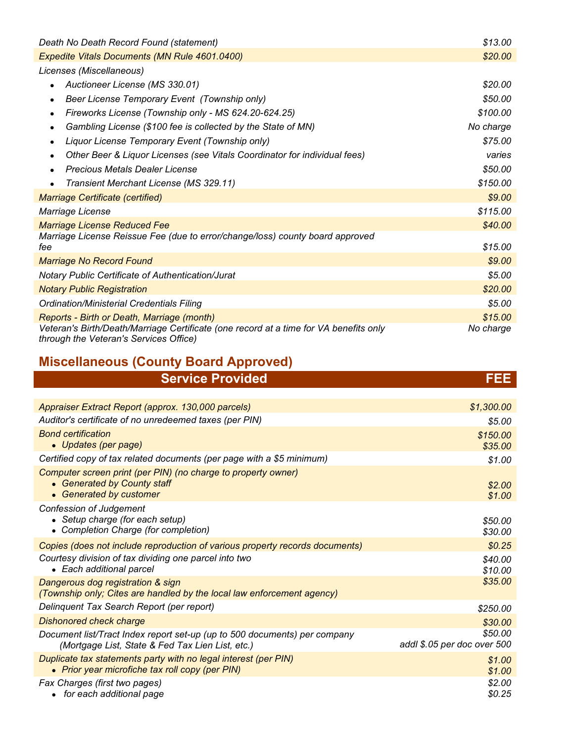| | |
|---|---|
| *Death No Death Record Found (statement)* | *$13.00* |
| *Expedite Vitals Documents (MN Rule 4601.0400)* | *$20.00* |
| *Licenses (Miscellaneous)* | |
| • *Auctioneer License (MS 330.01)* | *$20.00* |
| • *Beer License Temporary Event (Township only)* | *$50.00* |
| • *Fireworks License (Township only - MS 624.20-624.25)* | *$100.00* |
| • *Gambling License ($100 fee is collected by the State of MN)* | *No charge* |
| • *Liquor License Temporary Event (Township only)* | *$75.00* |
| • *Other Beer & Liquor Licenses (see Vitals Coordinator for individual fees)* | *varies* |
| • *Precious Metals Dealer License* | *$50.00* |
| • *Transient Merchant License (MS 329.11)* | *$150.00* |
| *Marriage Certificate (certified)* | *$9.00* |
| *Marriage License* | *$115.00* |
| *Marriage License Reduced Fee* | *$40.00* |
| *Marriage License Reissue Fee (due to error/change/loss) county board approved fee* | *$15.00* |
| *Marriage No Record Found* | *$9.00* |
| *Notary Public Certificate of Authentication/Jurat* | *$5.00* |
| *Notary Public Registration* | *$20.00* |
| *Ordination/Ministerial Credentials Filing* | *$5.00* |
| *Reports - Birth or Death, Marriage (month)* | *$15.00* |
| *Veteran's Birth/Death/Marriage Certificate (one record at a time for VA benefits only through the Veteran's Services Office)* | *No charge* |

## Miscellaneous (County Board Approved)

| Service Provided | FEE |
|---|---|
| *Appraiser Extract Report (approx. 130,000 parcels)* | *$1,300.00* |
| *Auditor's certificate of no unredeemed taxes (per PIN)* | *$5.00* |
| *Bond certification* | *$150.00* |
| • *Updates (per page)* | *$35.00* |
| *Certified copy of tax related documents (per page with a $5 minimum)* | *$1.00* |
| *Computer screen print (per PIN) (no charge to property owner)* | |
| • *Generated by County staff* | *$2.00* |
| • *Generated by customer* | *$1.00* |
| *Confession of Judgement* | |
| • *Setup charge (for each setup)* | *$50.00* |
| • *Completion Charge (for completion)* | *$30.00* |
| *Copies (does not include reproduction of various property records documents)* | *$0.25* |
| *Courtesy division of tax dividing one parcel into two* | *$40.00* |
| • *Each additional parcel* | *$10.00* |
| *Dangerous dog registration & sign (Township only; Cites are handled by the local law enforcement agency)* | *$35.00* |
| *Delinquent Tax Search Report (per report)* | *$250.00* |
| *Dishonored check charge* | *$30.00* |
| *Document list/Tract Index report set-up (up to 500 documents) per company (Mortgage List, State & Fed Tax Lien List, etc.)* | *$50.00 addl $.05 per doc over 500* |
| *Duplicate tax statements party with no legal interest (per PIN)* | *$1.00* |
| • *Prior year microfiche tax roll copy (per PIN)* | *$1.00* |
| *Fax Charges (first two pages)* | *$2.00* |
| • *for each additional page* | *$0.25* |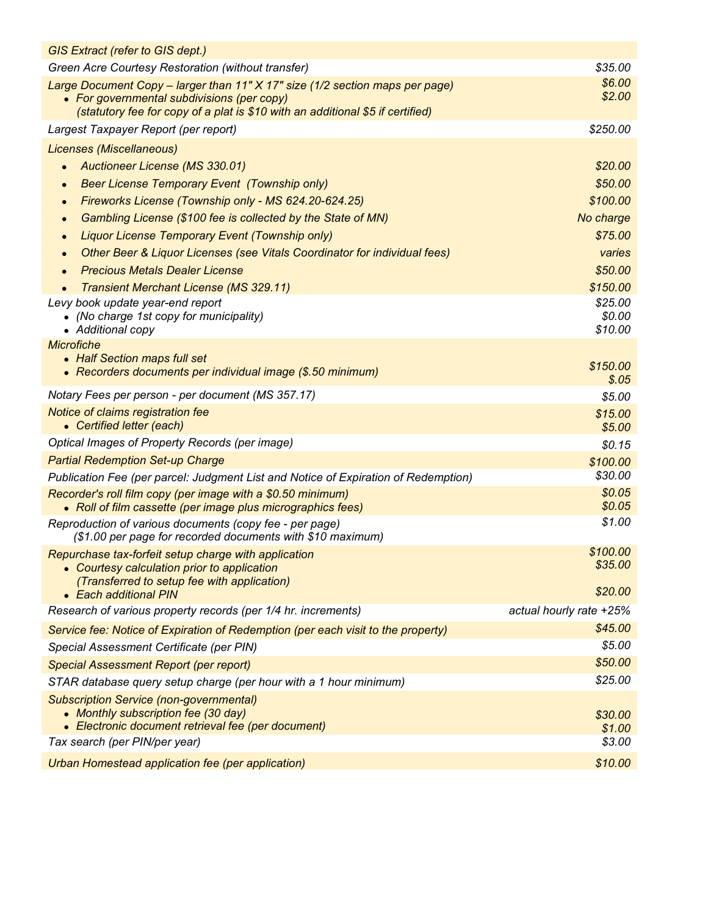| | |
|---|---|
| *GIS Extract (refer to GIS dept.)* | |
| *Green Acre Courtesy Restoration (without transfer)* | *$35.00* |
| *Large Document Copy – larger than 11" X 17" size (1/2 section maps per page)*<br>• *For governmental subdivisions (per copy)*<br>*(statutory fee for copy of a plat is $10 with an additional $5 if certified)* | *$6.00*<br>*$2.00* |
| *Largest Taxpayer Report (per report)* | *$250.00* |
| *Licenses (Miscellaneous)* | |
| • *Auctioneer License (MS 330.01)* | *$20.00* |
| • *Beer License Temporary Event (Township only)* | *$50.00* |
| • *Fireworks License (Township only - MS 624.20-624.25)* | *$100.00* |
| • *Gambling License ($100 fee is collected by the State of MN)* | *No charge* |
| • *Liquor License Temporary Event (Township only)* | *$75.00* |
| • *Other Beer & Liquor Licenses (see Vitals Coordinator for individual fees)* | *varies* |
| • *Precious Metals Dealer License* | *$50.00* |
| • *Transient Merchant License (MS 329.11)* | *$150.00* |
| *Levy book update year-end report*<br>• *(No charge 1st copy for municipality)*<br>• *Additional copy* | *$25.00*<br>*$0.00*<br>*$10.00* |
| *Microfiche*<br>• *Half Section maps full set*<br>• *Recorders documents per individual image ($.50 minimum)* | *$150.00*<br>*$.05* |
| *Notary Fees per person - per document (MS 357.17)* | *$5.00* |
| *Notice of claims registration fee*<br>• *Certified letter (each)* | *$15.00*<br>*$5.00* |
| *Optical Images of Property Records (per image)* | *$0.15* |
| *Partial Redemption Set-up Charge* | *$100.00* |
| *Publication Fee (per parcel: Judgment List and Notice of Expiration of Redemption)* | *$30.00* |
| *Recorder's roll film copy (per image with a $0.50 minimum)*<br>• *Roll of film cassette (per image plus micrographics fees)* | *$0.05*<br>*$0.05* |
| *Reproduction of various documents (copy fee - per page)*<br>*($1.00 per page for recorded documents with $10 maximum)* | *$1.00* |
| *Repurchase tax-forfeit setup charge with application*<br>• *Courtesy calculation prior to application*<br>*(Transferred to setup fee with application)*<br>• *Each additional PIN* | *$100.00*<br>*$35.00*<br><br>*$20.00* |
| *Research of various property records (per 1/4 hr. increments)* | *actual hourly rate +25%* |
| *Service fee: Notice of Expiration of Redemption (per each visit to the property)* | *$45.00* |
| *Special Assessment Certificate (per PIN)* | *$5.00* |
| *Special Assessment Report (per report)* | *$50.00* |
| *STAR database query setup charge (per hour with a 1 hour minimum)* | *$25.00* |
| *Subscription Service (non-governmental)*<br>• *Monthly subscription fee (30 day)*<br>• *Electronic document retrieval fee (per document)* | *$30.00*<br>*$1.00* |
| *Tax search (per PIN/per year)* | *$3.00* |
| *Urban Homestead application fee (per application)* | *$10.00* |